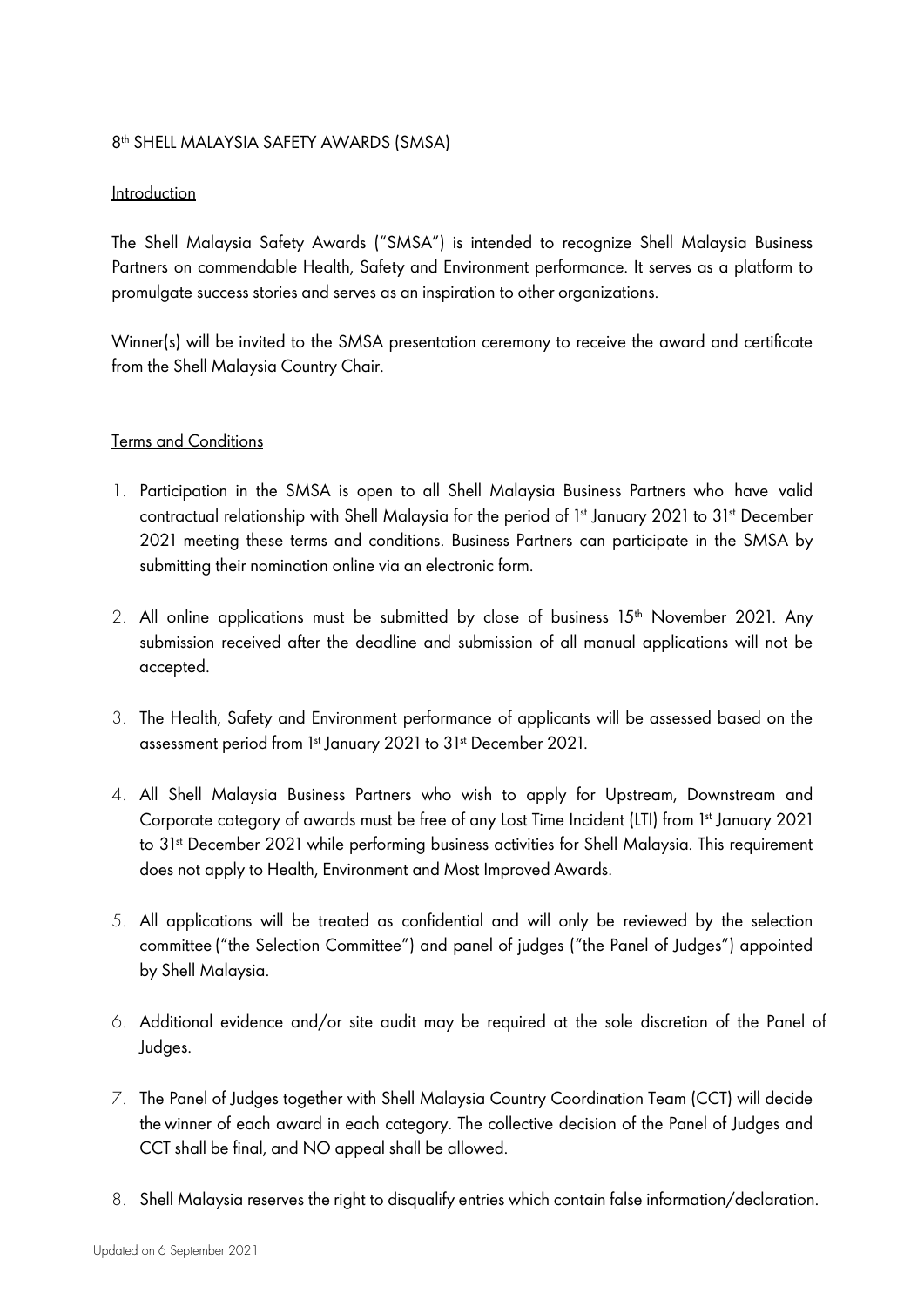# 8th SHELL MALAYSIA SAFETY AWARDS (SMSA)

## Introduction

The Shell Malaysia Safety Awards ("SMSA") is intended to recognize Shell Malaysia Business Partners on commendable Health, Safety and Environment performance. It serves as a platform to promulgate success stories and serves as an inspiration to other organizations.

Winner(s) will be invited to the SMSA presentation ceremony to receive the award and certificate from the Shell Malaysia Country Chair.

## Terms and Conditions

1. Participation in the SMSA is open to all Shell Malaysia Business Partners who have valid contractual relationship with Shell Malaysia for the period of 1st January 2021 to 31st December 2021 meeting these terms and conditions. Business Partners can participate in the SMSA by submitting their nomination online via an electronic form.

2. All online applications must be submitted by close of business 15th November 2021. Any submission received after the deadline and submission of all manual applications will not be accepted.

3. The Health, Safety and Environment performance of applicants will be assessed based on the assessment period from 1st January 2021 to 31st December 2021.

4. All Shell Malaysia Business Partners who wish to apply for Upstream, Downstream and Corporate category of awards must be free of any Lost Time Incident (LTI) from 1st January 2021 to 31st December 2021 while performing business activities for Shell Malaysia. This requirement does not apply to Health, Environment and Most Improved Awards.

5. All applications will be treated as confidential and will only be reviewed by the selection committee ("the Selection Committee") and panel of judges ("the Panel of Judges") appointed by Shell Malaysia.

6. Additional evidence and/or site audit may be required at the sole discretion of the Panel of Judges.

7. The Panel of Judges together with Shell Malaysia Country Coordination Team (CCT) will decide the winner of each award in each category. The collective decision of the Panel of Judges and CCT shall be final, and NO appeal shall be allowed.

8. Shell Malaysia reserves the right to disqualify entries which contain false information/declaration.

Updated on 6 September 2021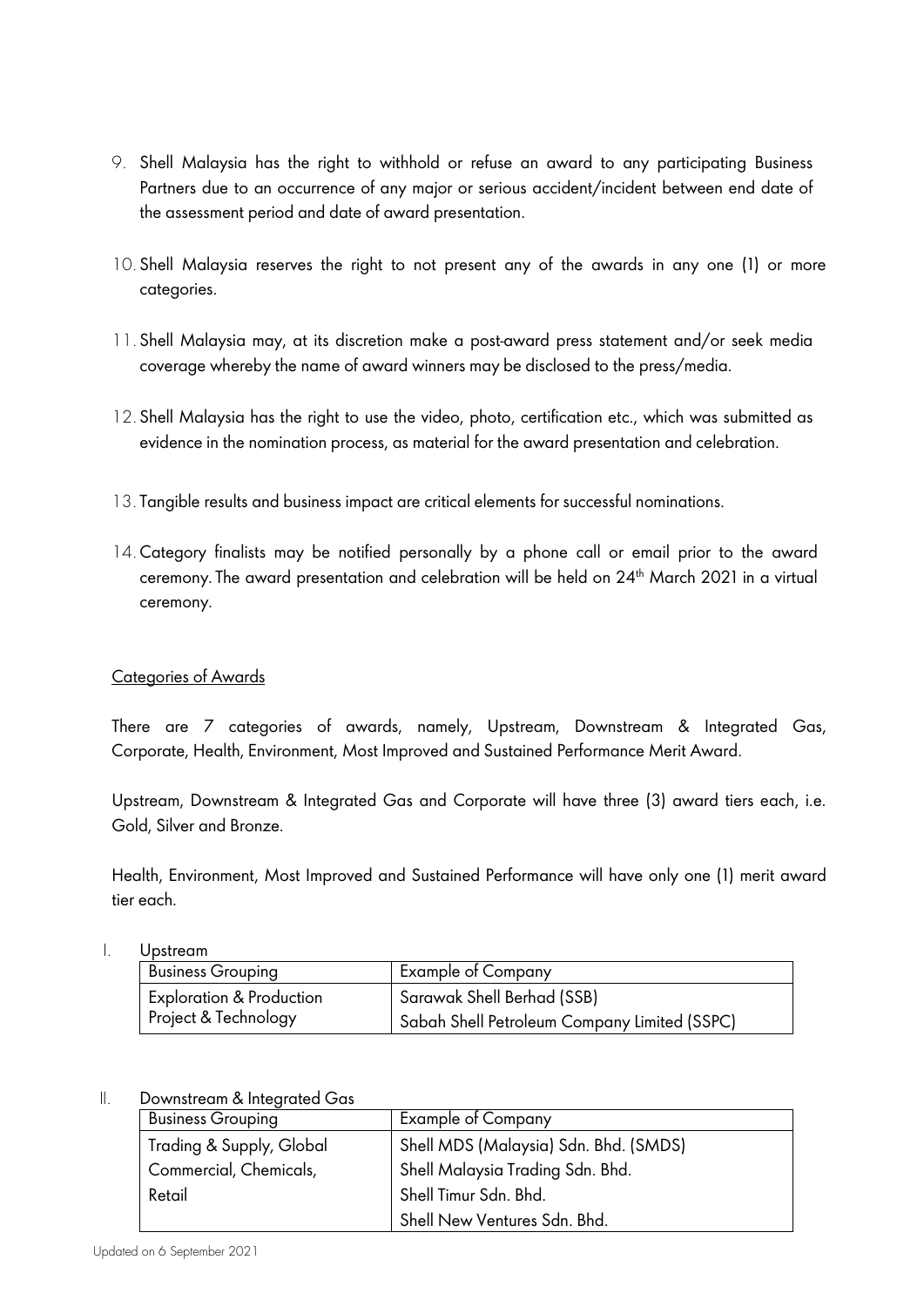9. Shell Malaysia has the right to withhold or refuse an award to any participating Business Partners due to an occurrence of any major or serious accident/incident between end date of the assessment period and date of award presentation.

10. Shell Malaysia reserves the right to not present any of the awards in any one (1) or more categories.

11. Shell Malaysia may, at its discretion make a post-award press statement and/or seek media coverage whereby the name of award winners may be disclosed to the press/media.

12. Shell Malaysia has the right to use the video, photo, certification etc., which was submitted as evidence in the nomination process, as material for the award presentation and celebration.

13. Tangible results and business impact are critical elements for successful nominations.

14. Category finalists may be notified personally by a phone call or email prior to the award ceremony. The award presentation and celebration will be held on 24th March 2021 in a virtual ceremony.

## Categories of Awards

There are 7 categories of awards, namely, Upstream, Downstream & Integrated Gas, Corporate, Health, Environment, Most Improved and Sustained Performance Merit Award.

Upstream, Downstream & Integrated Gas and Corporate will have three (3) award tiers each, i.e. Gold, Silver and Bronze.

Health, Environment, Most Improved and Sustained Performance will have only one (1) merit award tier each.

I. Upstream

| Business Grouping | Example of Company |
|---|---|
| Exploration & Production<br>Project & Technology | Sarawak Shell Berhad (SSB)<br>Sabah Shell Petroleum Company Limited (SSPC) |

II. Downstream & Integrated Gas

| Business Grouping | Example of Company |
|---|---|
| Trading & Supply, Global Commercial, Chemicals, Retail | Shell MDS (Malaysia) Sdn. Bhd. (SMDS)<br>Shell Malaysia Trading Sdn. Bhd.<br>Shell Timur Sdn. Bhd.<br>Shell New Ventures Sdn. Bhd. |

Updated on 6 September 2021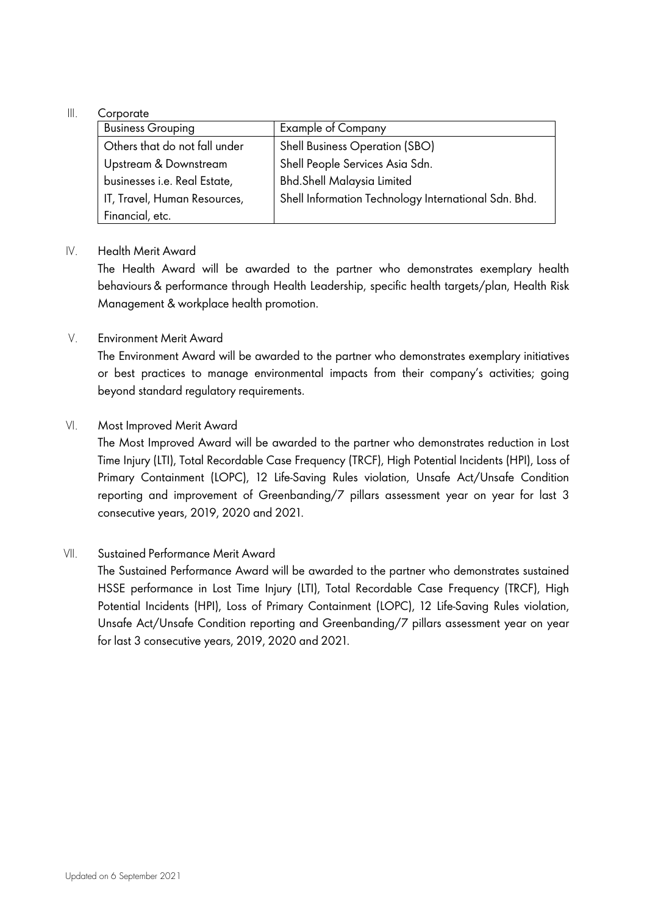III. Corporate

| Business Grouping | Example of Company |
|---|---|
| Others that do not fall under Upstream & Downstream businesses i.e. Real Estate, IT, Travel, Human Resources, Financial, etc. | Shell Business Operation (SBO) Shell People Services Asia Sdn. Bhd.Shell Malaysia Limited Shell Information Technology International Sdn. Bhd. |

IV. Health Merit Award

The Health Award will be awarded to the partner who demonstrates exemplary health behaviours & performance through Health Leadership, specific health targets/plan, Health Risk Management & workplace health promotion.

V. Environment Merit Award

The Environment Award will be awarded to the partner who demonstrates exemplary initiatives or best practices to manage environmental impacts from their company's activities; going beyond standard regulatory requirements.

VI. Most Improved Merit Award

The Most Improved Award will be awarded to the partner who demonstrates reduction in Lost Time Injury (LTI), Total Recordable Case Frequency (TRCF), High Potential Incidents (HPI), Loss of Primary Containment (LOPC), 12 Life-Saving Rules violation, Unsafe Act/Unsafe Condition reporting and improvement of Greenbanding/7 pillars assessment year on year for last 3 consecutive years, 2019, 2020 and 2021.

VII. Sustained Performance Merit Award

The Sustained Performance Award will be awarded to the partner who demonstrates sustained HSSE performance in Lost Time Injury (LTI), Total Recordable Case Frequency (TRCF), High Potential Incidents (HPI), Loss of Primary Containment (LOPC), 12 Life-Saving Rules violation, Unsafe Act/Unsafe Condition reporting and Greenbanding/7 pillars assessment year on year for last 3 consecutive years, 2019, 2020 and 2021.

Updated on 6 September 2021